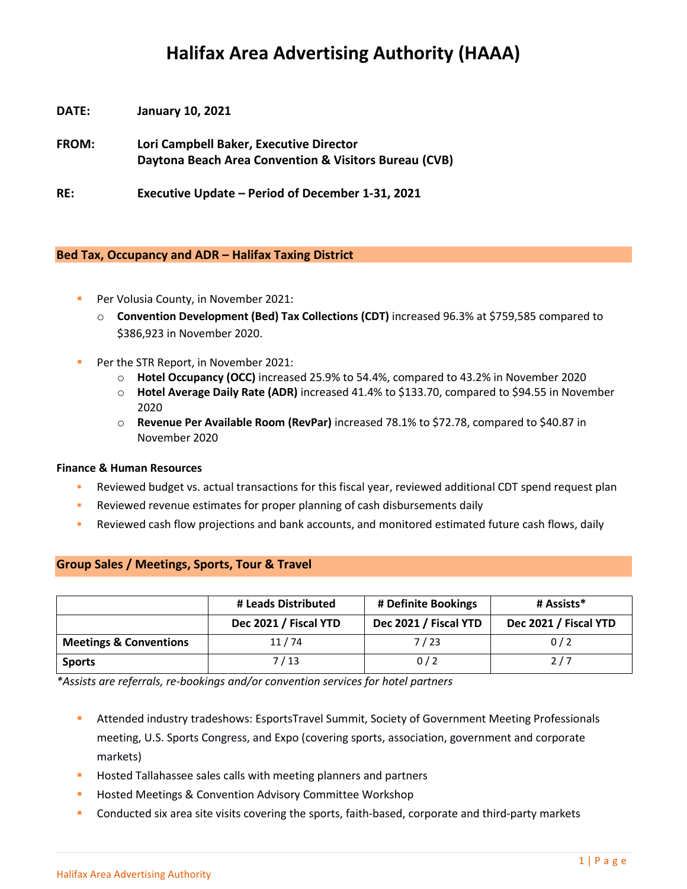# Halifax Area Advertising Authority (HAAA)

**DATE:** January 10, 2021

**FROM:** Lori Campbell Baker, Executive Director
Daytona Beach Area Convention & Visitors Bureau (CVB)

**RE:** Executive Update – Period of December 1-31, 2021

## Bed Tax, Occupancy and ADR – Halifax Taxing District

- Per Volusia County, in November 2021:
  - **Convention Development (Bed) Tax Collections (CDT)** increased 96.3% at $759,585 compared to $386,923 in November 2020.

- Per the STR Report, in November 2021:
  - **Hotel Occupancy (OCC)** increased 25.9% to 54.4%, compared to 43.2% in November 2020
  - **Hotel Average Daily Rate (ADR)** increased 41.4% to $133.70, compared to $94.55 in November 2020
  - **Revenue Per Available Room (RevPar)** increased 78.1% to $72.78, compared to $40.87 in November 2020

**Finance & Human Resources**

- Reviewed budget vs. actual transactions for this fiscal year, reviewed additional CDT spend request plan
- Reviewed revenue estimates for proper planning of cash disbursements daily
- Reviewed cash flow projections and bank accounts, and monitored estimated future cash flows, daily

## Group Sales / Meetings, Sports, Tour & Travel

| | # Leads Distributed | # Definite Bookings | # Assists* |
|---|---|---|---|
| | Dec 2021 / Fiscal YTD | Dec 2021 / Fiscal YTD | Dec 2021 / Fiscal YTD |
| **Meetings & Conventions** | 11 / 74 | 7 / 23 | 0 / 2 |
| **Sports** | 7 / 13 | 0 / 2 | 2 / 7 |

*\*Assists are referrals, re-bookings and/or convention services for hotel partners*

- Attended industry tradeshows: EsportsTravel Summit, Society of Government Meeting Professionals meeting, U.S. Sports Congress, and Expo (covering sports, association, government and corporate markets)
- Hosted Tallahassee sales calls with meeting planners and partners
- Hosted Meetings & Convention Advisory Committee Workshop
- Conducted six area site visits covering the sports, faith-based, corporate and third-party markets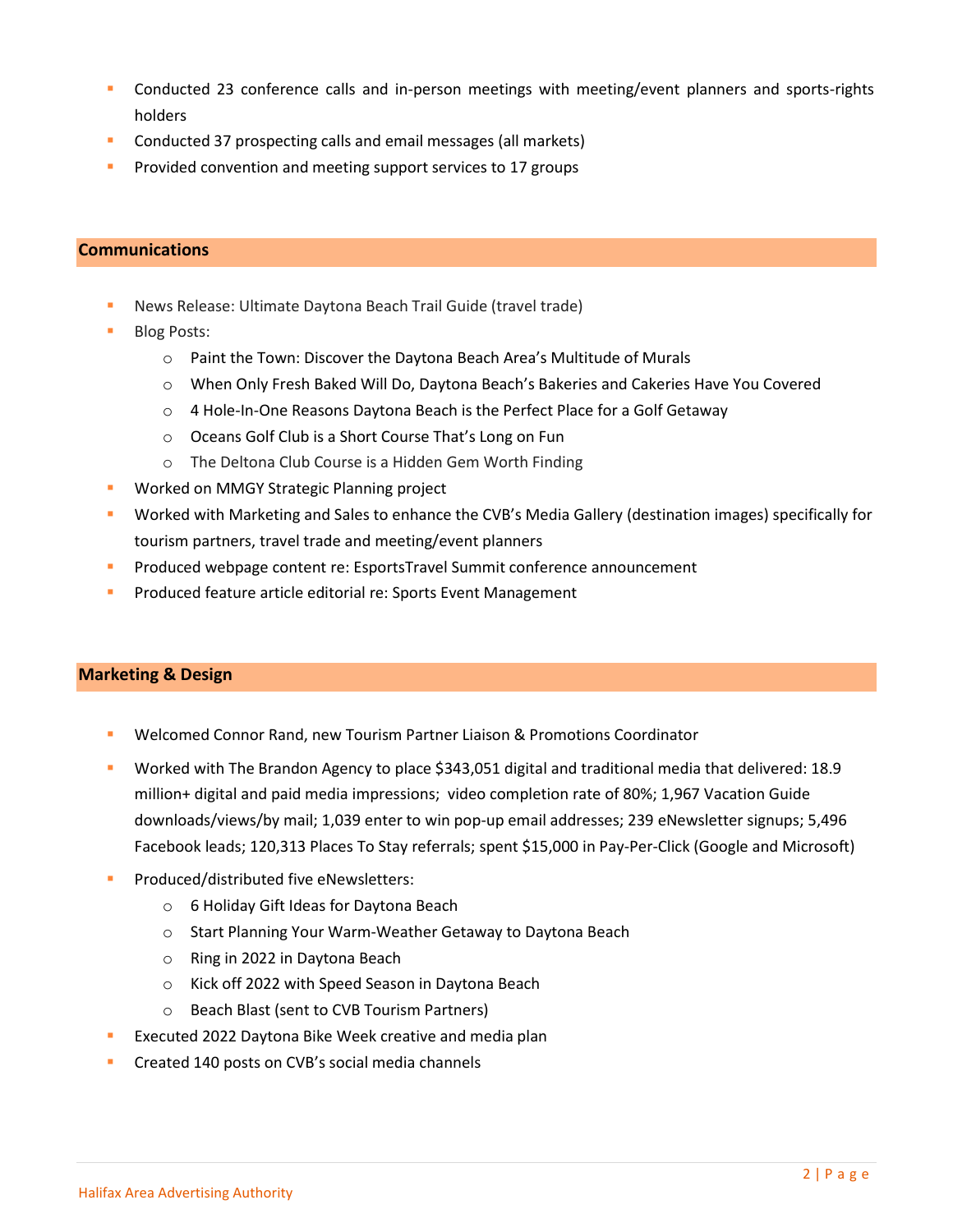- Conducted 23 conference calls and in-person meetings with meeting/event planners and sports-rights holders
- Conducted 37 prospecting calls and email messages (all markets)
- Provided convention and meeting support services to 17 groups

## Communications

- News Release: Ultimate Daytona Beach Trail Guide (travel trade)
- Blog Posts:
  - Paint the Town: Discover the Daytona Beach Area's Multitude of Murals
  - When Only Fresh Baked Will Do, Daytona Beach's Bakeries and Cakeries Have You Covered
  - 4 Hole-In-One Reasons Daytona Beach is the Perfect Place for a Golf Getaway
  - Oceans Golf Club is a Short Course That's Long on Fun
  - The Deltona Club Course is a Hidden Gem Worth Finding
- Worked on MMGY Strategic Planning project
- Worked with Marketing and Sales to enhance the CVB's Media Gallery (destination images) specifically for tourism partners, travel trade and meeting/event planners
- Produced webpage content re: EsportsTravel Summit conference announcement
- Produced feature article editorial re: Sports Event Management

## Marketing & Design

- Welcomed Connor Rand, new Tourism Partner Liaison & Promotions Coordinator
- Worked with The Brandon Agency to place $343,051 digital and traditional media that delivered: 18.9 million+ digital and paid media impressions; video completion rate of 80%; 1,967 Vacation Guide downloads/views/by mail; 1,039 enter to win pop-up email addresses; 239 eNewsletter signups; 5,496 Facebook leads; 120,313 Places To Stay referrals; spent $15,000 in Pay-Per-Click (Google and Microsoft)
- Produced/distributed five eNewsletters:
  - 6 Holiday Gift Ideas for Daytona Beach
  - Start Planning Your Warm-Weather Getaway to Daytona Beach
  - Ring in 2022 in Daytona Beach
  - Kick off 2022 with Speed Season in Daytona Beach
  - Beach Blast (sent to CVB Tourism Partners)
- Executed 2022 Daytona Bike Week creative and media plan
- Created 140 posts on CVB's social media channels